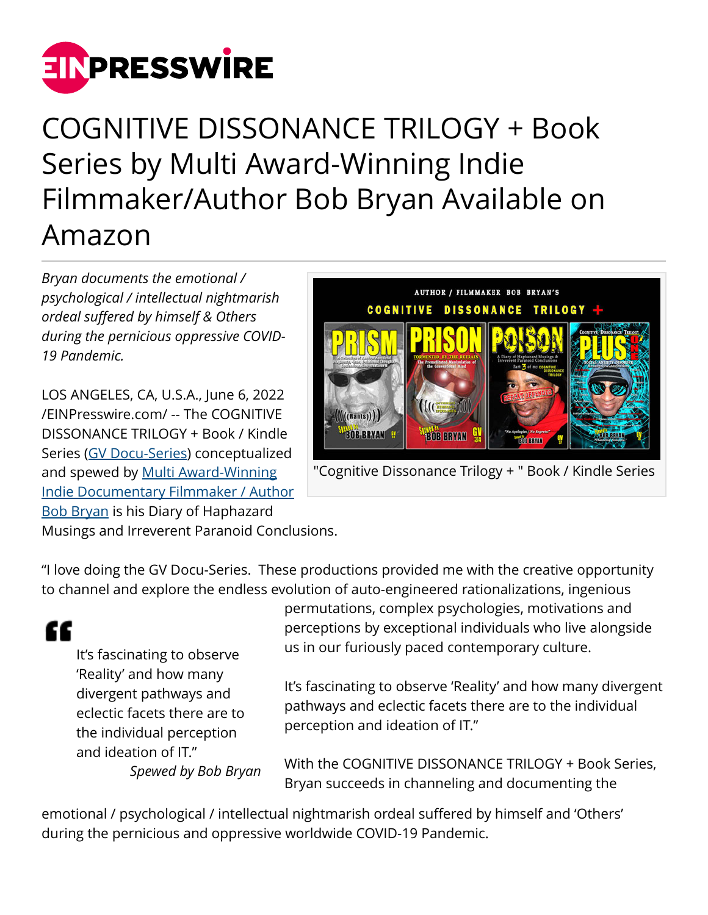# COGNITIVE DISSONANCE TRILOGY + Book Series by Multi Award-Winning Indie Filmmaker/Author Bob Bryan Available on Amazon

*Bryan documents the emotional / psychological / intellectual nightmarish ordeal suffered by himself & Others during the pernicious oppressive COVID-19 Pandemic.*

"Cognitive Dissonance Trilogy + " Book / Kindle Series

LOS ANGELES, CA, U.S.A., June 6, 2022 /EINPresswire.com/ -- The COGNITIVE DISSONANCE TRILOGY + Book / Kindle Series (GV Docu-Series) conceptualized and spewed by Multi Award-Winning Indie Documentary Filmmaker / Author Bob Bryan is his Diary of Haphazard Musings and Irreverent Paranoid Conclusions.

"I love doing the GV Docu-Series. These productions provided me with the creative opportunity to channel and explore the endless evolution of auto-engineered rationalizations, ingenious permutations, complex psychologies, motivations and perceptions by exceptional individuals who live alongside us in our furiously paced contemporary culture.

> It's fascinating to observe 'Reality' and how many divergent pathways and eclectic facets there are to the individual perception and ideation of IT."
>
> *Spewed by Bob Bryan*

It's fascinating to observe 'Reality' and how many divergent pathways and eclectic facets there are to the individual perception and ideation of IT."

With the COGNITIVE DISSONANCE TRILOGY + Book Series, Bryan succeeds in channeling and documenting the emotional / psychological / intellectual nightmarish ordeal suffered by himself and 'Others' during the pernicious and oppressive worldwide COVID-19 Pandemic.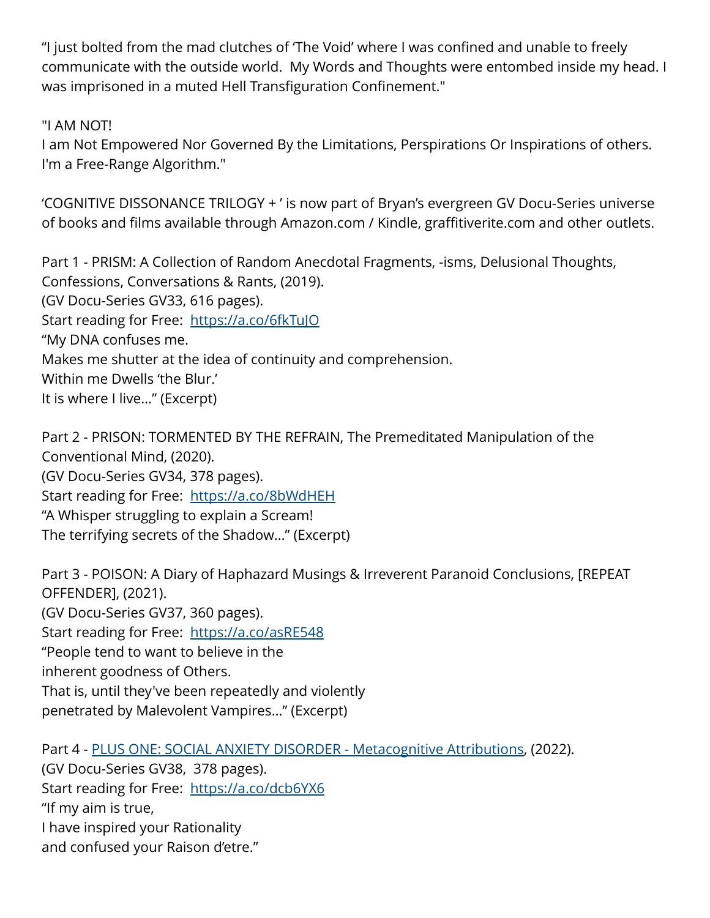“I just bolted from the mad clutches of ‘The Void’ where I was confined and unable to freely communicate with the outside world.  My Words and Thoughts were entombed inside my head. I was imprisoned in a muted Hell Transfiguration Confinement."

"I AM NOT!  
I am Not Empowered Nor Governed By the Limitations, Perspirations Or Inspirations of others. I'm a Free-Range Algorithm."

‘COGNITIVE DISSONANCE TRILOGY + ’ is now part of Bryan’s evergreen GV Docu-Series universe of books and films available through Amazon.com / Kindle, graffitiverite.com and other outlets.

Part 1 - PRISM: A Collection of Random Anecdotal Fragments, -isms, Delusional Thoughts, Confessions, Conversations & Rants, (2019).  
(GV Docu-Series GV33, 616 pages).  
Start reading for Free:  [https://a.co/6fkTuJO](https://a.co/6fkTuJO)  
“My DNA confuses me.  
Makes me shutter at the idea of continuity and comprehension.  
Within me Dwells ‘the Blur.’  
It is where I live…” (Excerpt)

Part 2 - PRISON: TORMENTED BY THE REFRAIN, The Premeditated Manipulation of the Conventional Mind, (2020).  
(GV Docu-Series GV34, 378 pages).  
Start reading for Free:  [https://a.co/8bWdHEH](https://a.co/8bWdHEH)  
“A Whisper struggling to explain a Scream!  
The terrifying secrets of the Shadow…” (Excerpt)

Part 3 - POISON: A Diary of Haphazard Musings & Irreverent Paranoid Conclusions, [REPEAT OFFENDER], (2021).  
(GV Docu-Series GV37, 360 pages).  
Start reading for Free:  [https://a.co/asRE548](https://a.co/asRE548)  
“People tend to want to believe in the  
inherent goodness of Others.  
That is, until they've been repeatedly and violently  
penetrated by Malevolent Vampires…” (Excerpt)

Part 4 - PLUS ONE: SOCIAL ANXIETY DISORDER - Metacognitive Attributions, (2022).  
(GV Docu-Series GV38,  378 pages).  
Start reading for Free:  [https://a.co/dcb6YX6](https://a.co/dcb6YX6)  
“If my aim is true,  
I have inspired your Rationality  
and confused your Raison d’etre.”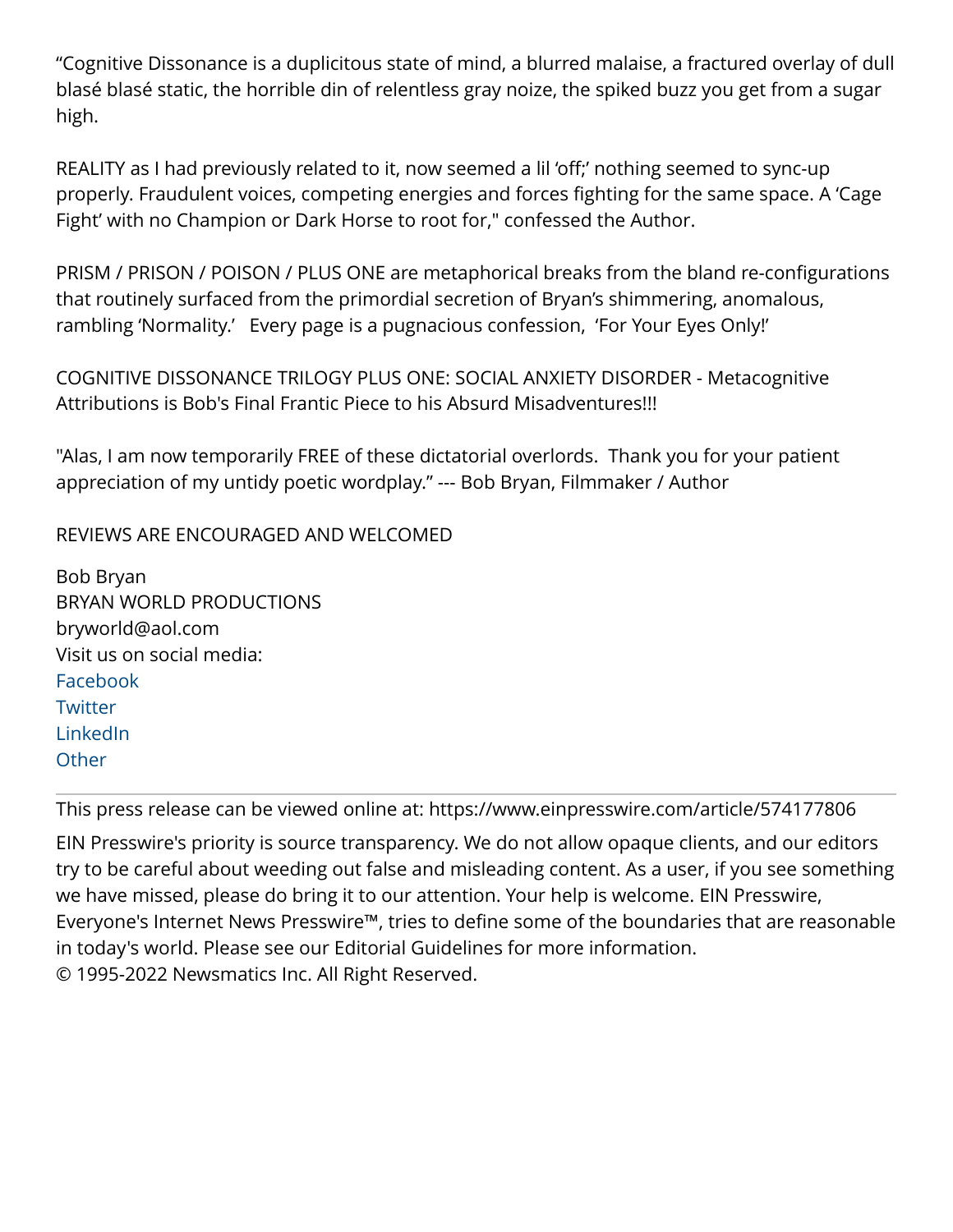“Cognitive Dissonance is a duplicitous state of mind, a blurred malaise, a fractured overlay of dull blasé blasé static, the horrible din of relentless gray noize, the spiked buzz you get from a sugar high.

REALITY as I had previously related to it, now seemed a lil ‘off;’ nothing seemed to sync-up properly. Fraudulent voices, competing energies and forces fighting for the same space. A ‘Cage Fight’ with no Champion or Dark Horse to root for," confessed the Author.

PRISM / PRISON / POISON / PLUS ONE are metaphorical breaks from the bland re-configurations that routinely surfaced from the primordial secretion of Bryan’s shimmering, anomalous, rambling ‘Normality.’ Every page is a pugnacious confession, ‘For Your Eyes Only!’

COGNITIVE DISSONANCE TRILOGY PLUS ONE: SOCIAL ANXIETY DISORDER - Metacognitive Attributions is Bob's Final Frantic Piece to his Absurd Misadventures!!!

"Alas, I am now temporarily FREE of these dictatorial overlords. Thank you for your patient appreciation of my untidy poetic wordplay.” --- Bob Bryan, Filmmaker / Author

REVIEWS ARE ENCOURAGED AND WELCOMED

Bob Bryan
BRYAN WORLD PRODUCTIONS
bryworld@aol.com
Visit us on social media:
Facebook
Twitter
LinkedIn
Other

---

This press release can be viewed online at: https://www.einpresswire.com/article/574177806

EIN Presswire's priority is source transparency. We do not allow opaque clients, and our editors try to be careful about weeding out false and misleading content. As a user, if you see something we have missed, please do bring it to our attention. Your help is welcome. EIN Presswire, Everyone's Internet News Presswire™, tries to define some of the boundaries that are reasonable in today's world. Please see our Editorial Guidelines for more information.
© 1995-2022 Newsmatics Inc. All Right Reserved.